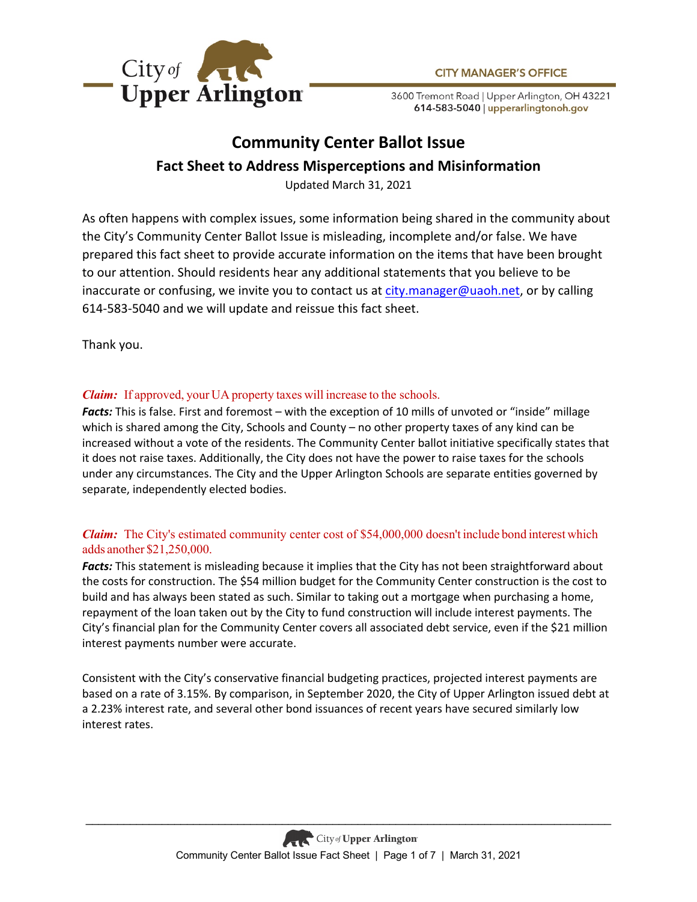City of Upper Arlington

**CITY MANAGER'S OFFICE**

3600 Tremont Road | Upper Arlington, OH 43221
**614-583-5040** | **upperarlingtonoh.gov**

# Community Center Ballot Issue

## Fact Sheet to Address Misperceptions and Misinformation

Updated March 31, 2021

As often happens with complex issues, some information being shared in the community about the City's Community Center Ballot Issue is misleading, incomplete and/or false. We have prepared this fact sheet to provide accurate information on the items that have been brought to our attention. Should residents hear any additional statements that you believe to be inaccurate or confusing, we invite you to contact us at city.manager@uaoh.net, or by calling 614-583-5040 and we will update and reissue this fact sheet.

Thank you.

***Claim:*** If approved, your UA property taxes will increase to the schools.

***Facts:*** This is false. First and foremost – with the exception of 10 mills of unvoted or "inside" millage which is shared among the City, Schools and County – no other property taxes of any kind can be increased without a vote of the residents. The Community Center ballot initiative specifically states that it does not raise taxes. Additionally, the City does not have the power to raise taxes for the schools under any circumstances. The City and the Upper Arlington Schools are separate entities governed by separate, independently elected bodies.

***Claim:*** The City's estimated community center cost of $54,000,000 doesn't include bond interest which adds another $21,250,000.

***Facts:*** This statement is misleading because it implies that the City has not been straightforward about the costs for construction. The $54 million budget for the Community Center construction is the cost to build and has always been stated as such. Similar to taking out a mortgage when purchasing a home, repayment of the loan taken out by the City to fund construction will include interest payments. The City's financial plan for the Community Center covers all associated debt service, even if the $21 million interest payments number were accurate.

Consistent with the City's conservative financial budgeting practices, projected interest payments are based on a rate of 3.15%. By comparison, in September 2020, the City of Upper Arlington issued debt at a 2.23% interest rate, and several other bond issuances of recent years have secured similarly low interest rates.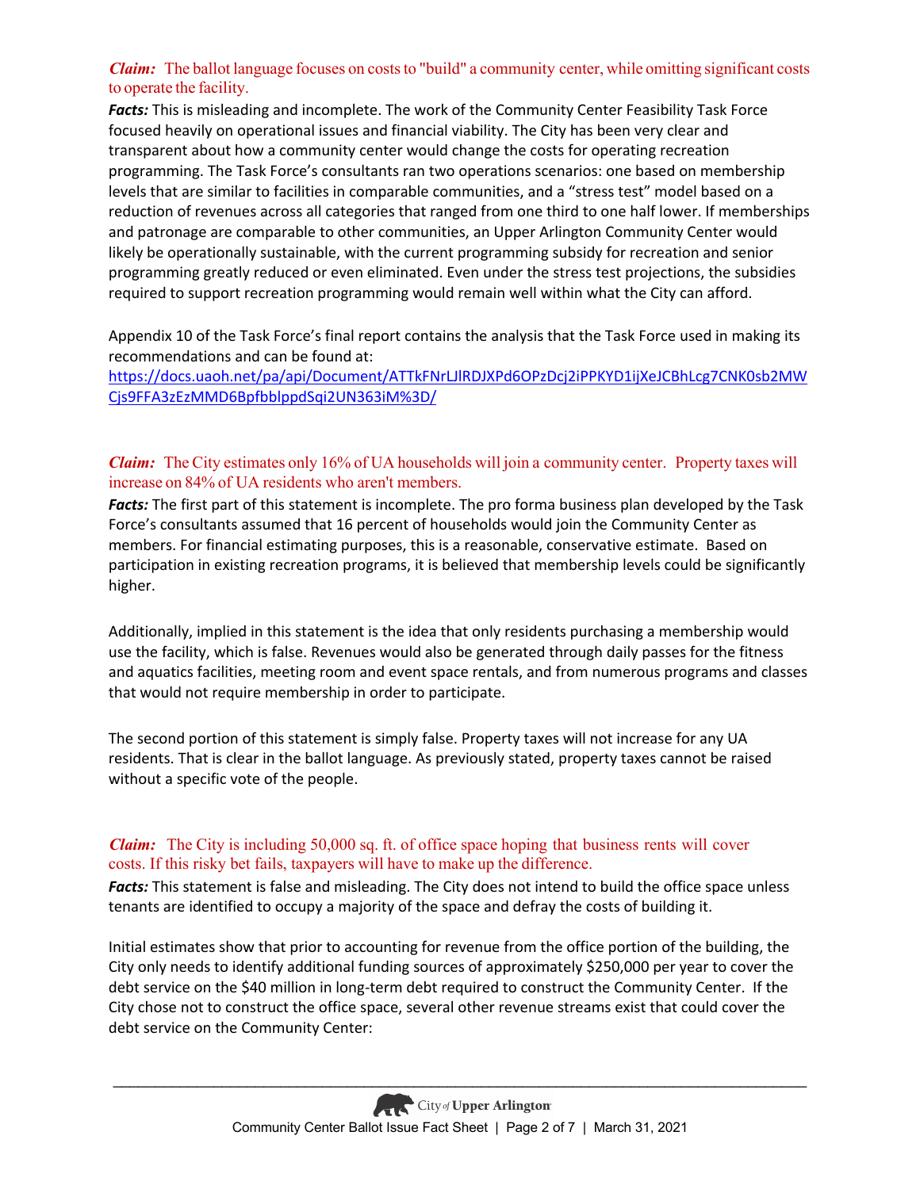***Claim:*** *The ballot language focuses on costs to "build" a community center, while omitting significant costs to operate the facility.*

***Facts:*** This is misleading and incomplete. The work of the Community Center Feasibility Task Force focused heavily on operational issues and financial viability. The City has been very clear and transparent about how a community center would change the costs for operating recreation programming. The Task Force's consultants ran two operations scenarios: one based on membership levels that are similar to facilities in comparable communities, and a "stress test" model based on a reduction of revenues across all categories that ranged from one third to one half lower. If memberships and patronage are comparable to other communities, an Upper Arlington Community Center would likely be operationally sustainable, with the current programming subsidy for recreation and senior programming greatly reduced or even eliminated. Even under the stress test projections, the subsidies required to support recreation programming would remain well within what the City can afford.

Appendix 10 of the Task Force's final report contains the analysis that the Task Force used in making its recommendations and can be found at:
https://docs.uaoh.net/pa/api/Document/ATTkFNrLJlRDJXPd6OPzDcj2iPPKYD1ijXeJCBhLcg7CNK0sb2MWCjs9FFA3zEzMMD6BpfbblppdSqi2UN363iM%3D/

***Claim:*** *The City estimates only 16% of UA households will join a community center. Property taxes will increase on 84% of UA residents who aren't members.*

***Facts:*** The first part of this statement is incomplete. The pro forma business plan developed by the Task Force's consultants assumed that 16 percent of households would join the Community Center as members. For financial estimating purposes, this is a reasonable, conservative estimate. Based on participation in existing recreation programs, it is believed that membership levels could be significantly higher.

Additionally, implied in this statement is the idea that only residents purchasing a membership would use the facility, which is false. Revenues would also be generated through daily passes for the fitness and aquatics facilities, meeting room and event space rentals, and from numerous programs and classes that would not require membership in order to participate.

The second portion of this statement is simply false. Property taxes will not increase for any UA residents. That is clear in the ballot language. As previously stated, property taxes cannot be raised without a specific vote of the people.

***Claim:*** *The City is including 50,000 sq. ft. of office space hoping that business rents will cover costs. If this risky bet fails, taxpayers will have to make up the difference.*

***Facts:*** This statement is false and misleading. The City does not intend to build the office space unless tenants are identified to occupy a majority of the space and defray the costs of building it.

Initial estimates show that prior to accounting for revenue from the office portion of the building, the City only needs to identify additional funding sources of approximately $250,000 per year to cover the debt service on the $40 million in long-term debt required to construct the Community Center. If the City chose not to construct the office space, several other revenue streams exist that could cover the debt service on the Community Center: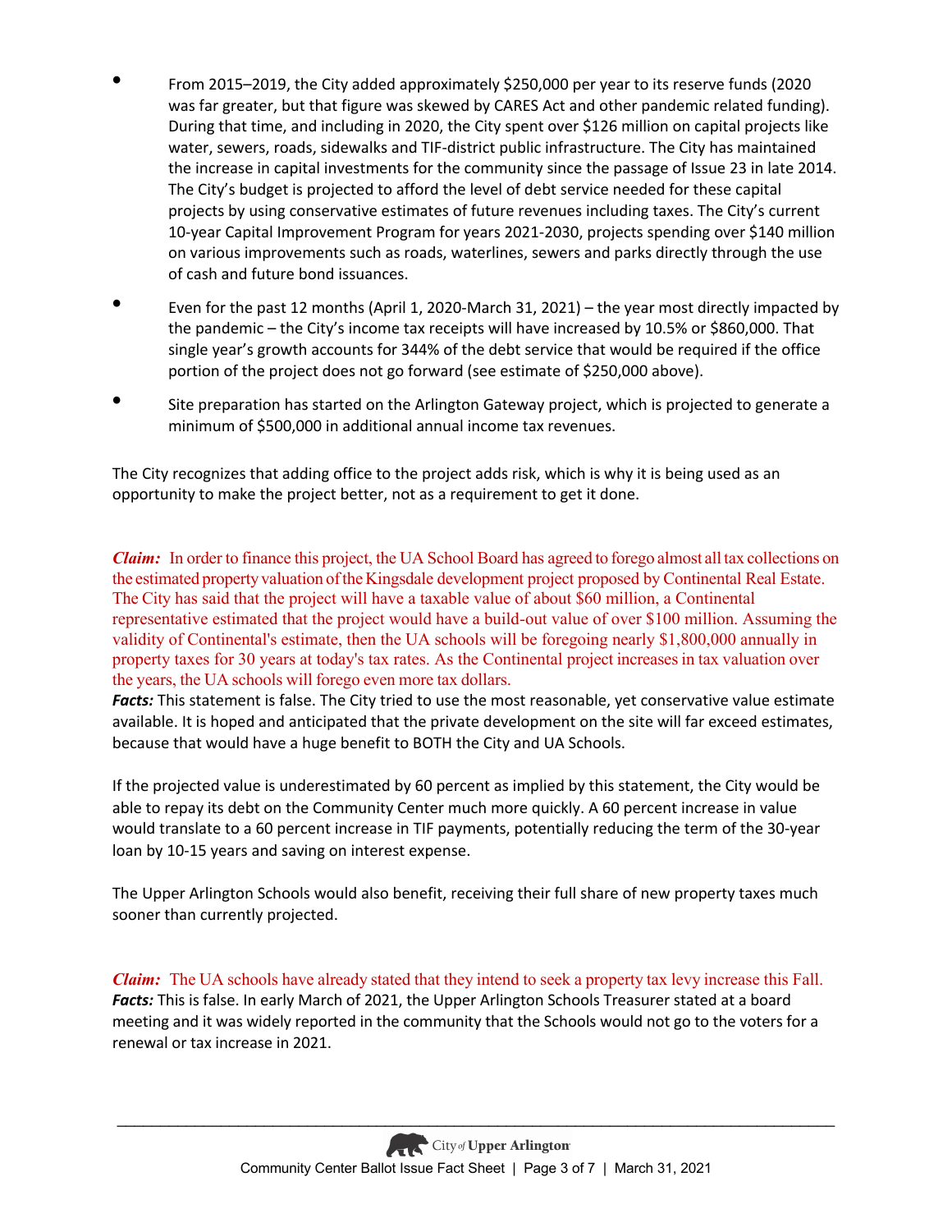- From 2015–2019, the City added approximately $250,000 per year to its reserve funds (2020 was far greater, but that figure was skewed by CARES Act and other pandemic related funding). During that time, and including in 2020, the City spent over $126 million on capital projects like water, sewers, roads, sidewalks and TIF-district public infrastructure. The City has maintained the increase in capital investments for the community since the passage of Issue 23 in late 2014. The City's budget is projected to afford the level of debt service needed for these capital projects by using conservative estimates of future revenues including taxes. The City's current 10-year Capital Improvement Program for years 2021-2030, projects spending over $140 million on various improvements such as roads, waterlines, sewers and parks directly through the use of cash and future bond issuances.
- Even for the past 12 months (April 1, 2020-March 31, 2021) – the year most directly impacted by the pandemic – the City's income tax receipts will have increased by 10.5% or $860,000. That single year's growth accounts for 344% of the debt service that would be required if the office portion of the project does not go forward (see estimate of $250,000 above).
- Site preparation has started on the Arlington Gateway project, which is projected to generate a minimum of $500,000 in additional annual income tax revenues.

The City recognizes that adding office to the project adds risk, which is why it is being used as an opportunity to make the project better, not as a requirement to get it done.

***Claim:*** In order to finance this project, the UA School Board has agreed to forego almost all tax collections on the estimated property valuation of the Kingsdale development project proposed by Continental Real Estate. The City has said that the project will have a taxable value of about $60 million, a Continental representative estimated that the project would have a build-out value of over $100 million. Assuming the validity of Continental's estimate, then the UA schools will be foregoing nearly $1,800,000 annually in property taxes for 30 years at today's tax rates. As the Continental project increases in tax valuation over the years, the UA schools will forego even more tax dollars.
***Facts:*** This statement is false. The City tried to use the most reasonable, yet conservative value estimate available. It is hoped and anticipated that the private development on the site will far exceed estimates, because that would have a huge benefit to BOTH the City and UA Schools.

If the projected value is underestimated by 60 percent as implied by this statement, the City would be able to repay its debt on the Community Center much more quickly. A 60 percent increase in value would translate to a 60 percent increase in TIF payments, potentially reducing the term of the 30-year loan by 10-15 years and saving on interest expense.

The Upper Arlington Schools would also benefit, receiving their full share of new property taxes much sooner than currently projected.

***Claim:*** The UA schools have already stated that they intend to seek a property tax levy increase this Fall.
***Facts:*** This is false. In early March of 2021, the Upper Arlington Schools Treasurer stated at a board meeting and it was widely reported in the community that the Schools would not go to the voters for a renewal or tax increase in 2021.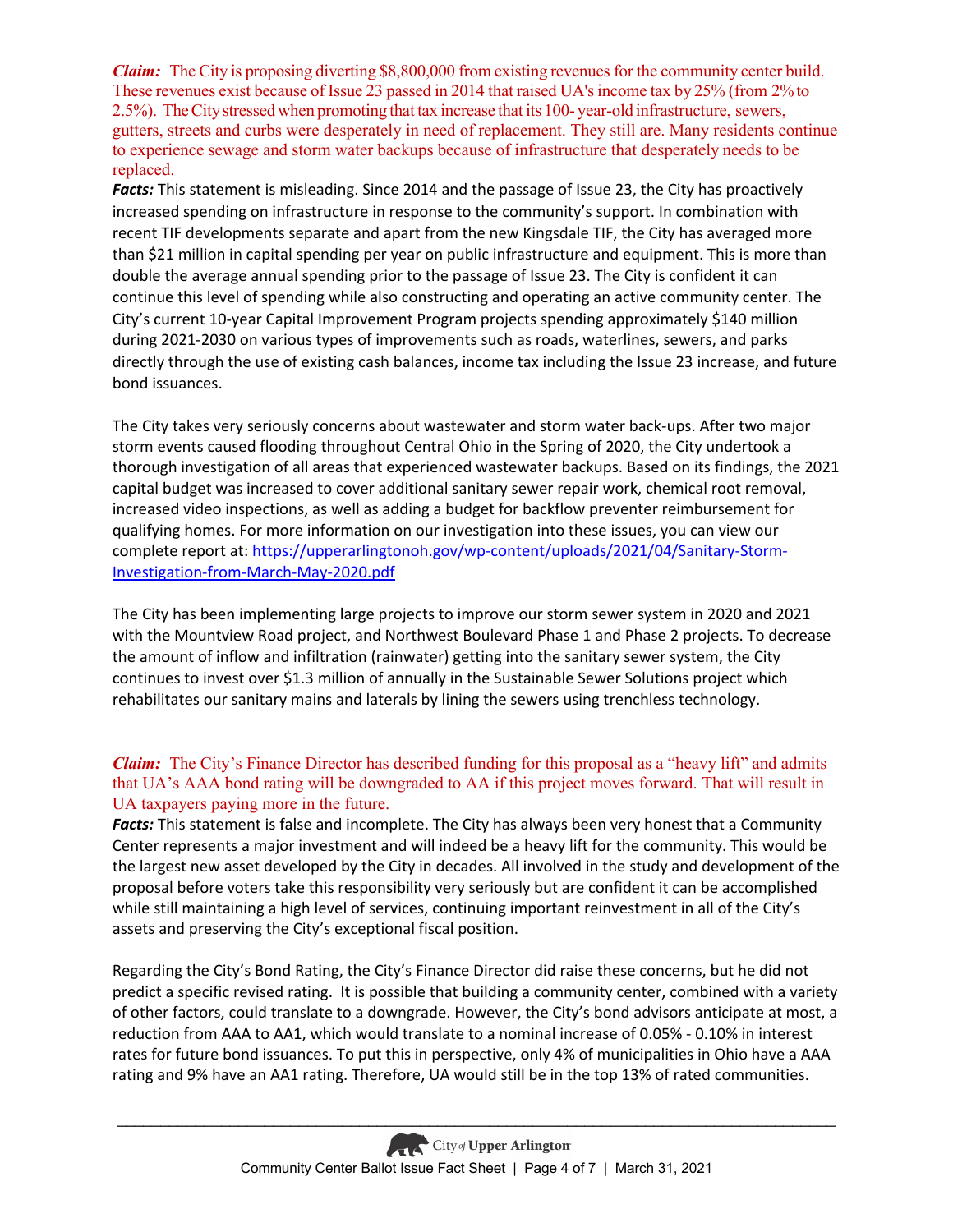***Claim:*** The City is proposing diverting $8,800,000 from existing revenues for the community center build. These revenues exist because of Issue 23 passed in 2014 that raised UA's income tax by 25% (from 2% to 2.5%). The City stressed when promoting that tax increase that its 100- year-old infrastructure, sewers, gutters, streets and curbs were desperately in need of replacement. They still are. Many residents continue to experience sewage and storm water backups because of infrastructure that desperately needs to be replaced.

***Facts:*** This statement is misleading. Since 2014 and the passage of Issue 23, the City has proactively increased spending on infrastructure in response to the community's support. In combination with recent TIF developments separate and apart from the new Kingsdale TIF, the City has averaged more than $21 million in capital spending per year on public infrastructure and equipment. This is more than double the average annual spending prior to the passage of Issue 23. The City is confident it can continue this level of spending while also constructing and operating an active community center. The City's current 10-year Capital Improvement Program projects spending approximately $140 million during 2021-2030 on various types of improvements such as roads, waterlines, sewers, and parks directly through the use of existing cash balances, income tax including the Issue 23 increase, and future bond issuances.

The City takes very seriously concerns about wastewater and storm water back-ups. After two major storm events caused flooding throughout Central Ohio in the Spring of 2020, the City undertook a thorough investigation of all areas that experienced wastewater backups. Based on its findings, the 2021 capital budget was increased to cover additional sanitary sewer repair work, chemical root removal, increased video inspections, as well as adding a budget for backflow preventer reimbursement for qualifying homes. For more information on our investigation into these issues, you can view our complete report at: [https://upperarlingtonoh.gov/wp-content/uploads/2021/04/Sanitary-Storm-Investigation-from-March-May-2020.pdf](https://upperarlingtonoh.gov/wp-content/uploads/2021/04/Sanitary-Storm-Investigation-from-March-May-2020.pdf)

The City has been implementing large projects to improve our storm sewer system in 2020 and 2021 with the Mountview Road project, and Northwest Boulevard Phase 1 and Phase 2 projects. To decrease the amount of inflow and infiltration (rainwater) getting into the sanitary sewer system, the City continues to invest over $1.3 million of annually in the Sustainable Sewer Solutions project which rehabilitates our sanitary mains and laterals by lining the sewers using trenchless technology.

***Claim:*** The City's Finance Director has described funding for this proposal as a "heavy lift" and admits that UA's AAA bond rating will be downgraded to AA if this project moves forward. That will result in UA taxpayers paying more in the future.

***Facts:*** This statement is false and incomplete. The City has always been very honest that a Community Center represents a major investment and will indeed be a heavy lift for the community. This would be the largest new asset developed by the City in decades. All involved in the study and development of the proposal before voters take this responsibility very seriously but are confident it can be accomplished while still maintaining a high level of services, continuing important reinvestment in all of the City's assets and preserving the City's exceptional fiscal position.

Regarding the City's Bond Rating, the City's Finance Director did raise these concerns, but he did not predict a specific revised rating. It is possible that building a community center, combined with a variety of other factors, could translate to a downgrade. However, the City's bond advisors anticipate at most, a reduction from AAA to AA1, which would translate to a nominal increase of 0.05% - 0.10% in interest rates for future bond issuances. To put this in perspective, only 4% of municipalities in Ohio have a AAA rating and 9% have an AA1 rating. Therefore, UA would still be in the top 13% of rated communities.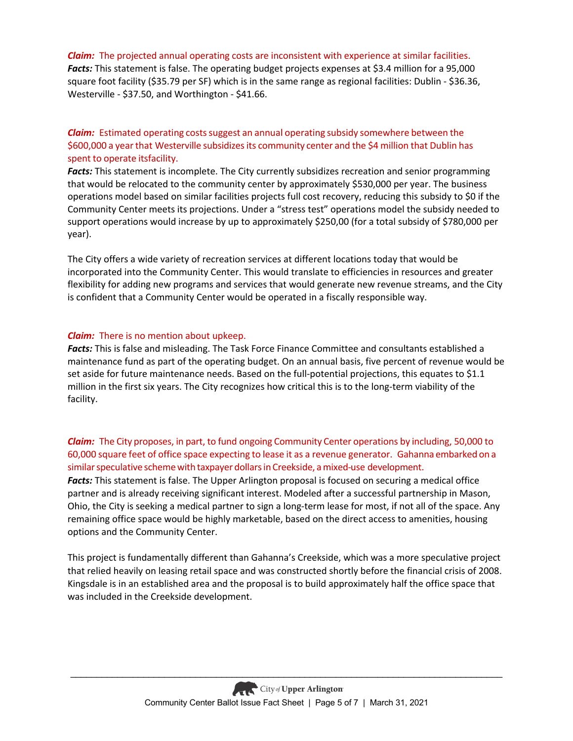***Claim:*** The projected annual operating costs are inconsistent with experience at similar facilities.
***Facts:*** This statement is false. The operating budget projects expenses at $3.4 million for a 95,000 square foot facility ($35.79 per SF) which is in the same range as regional facilities: Dublin - $36.36, Westerville - $37.50, and Worthington - $41.66.

***Claim:*** Estimated operating costs suggest an annual operating subsidy somewhere between the $600,000 a year that Westerville subsidizes its community center and the $4 million that Dublin has spent to operate itsfacility.
***Facts:*** This statement is incomplete. The City currently subsidizes recreation and senior programming that would be relocated to the community center by approximately $530,000 per year. The business operations model based on similar facilities projects full cost recovery, reducing this subsidy to $0 if the Community Center meets its projections. Under a "stress test" operations model the subsidy needed to support operations would increase by up to approximately $250,00 (for a total subsidy of $780,000 per year).

The City offers a wide variety of recreation services at different locations today that would be incorporated into the Community Center. This would translate to efficiencies in resources and greater flexibility for adding new programs and services that would generate new revenue streams, and the City is confident that a Community Center would be operated in a fiscally responsible way.

***Claim:*** There is no mention about upkeep.
***Facts:*** This is false and misleading. The Task Force Finance Committee and consultants established a maintenance fund as part of the operating budget. On an annual basis, five percent of revenue would be set aside for future maintenance needs. Based on the full-potential projections, this equates to $1.1 million in the first six years. The City recognizes how critical this is to the long-term viability of the facility.

***Claim:*** The City proposes, in part, to fund ongoing Community Center operations by including, 50,000 to 60,000 square feet of office space expecting to lease it as a revenue generator. Gahanna embarked on a similar speculative scheme with taxpayer dollars in Creekside, a mixed-use development.
***Facts:*** This statement is false. The Upper Arlington proposal is focused on securing a medical office partner and is already receiving significant interest. Modeled after a successful partnership in Mason, Ohio, the City is seeking a medical partner to sign a long-term lease for most, if not all of the space. Any remaining office space would be highly marketable, based on the direct access to amenities, housing options and the Community Center.

This project is fundamentally different than Gahanna's Creekside, which was a more speculative project that relied heavily on leasing retail space and was constructed shortly before the financial crisis of 2008. Kingsdale is in an established area and the proposal is to build approximately half the office space that was included in the Creekside development.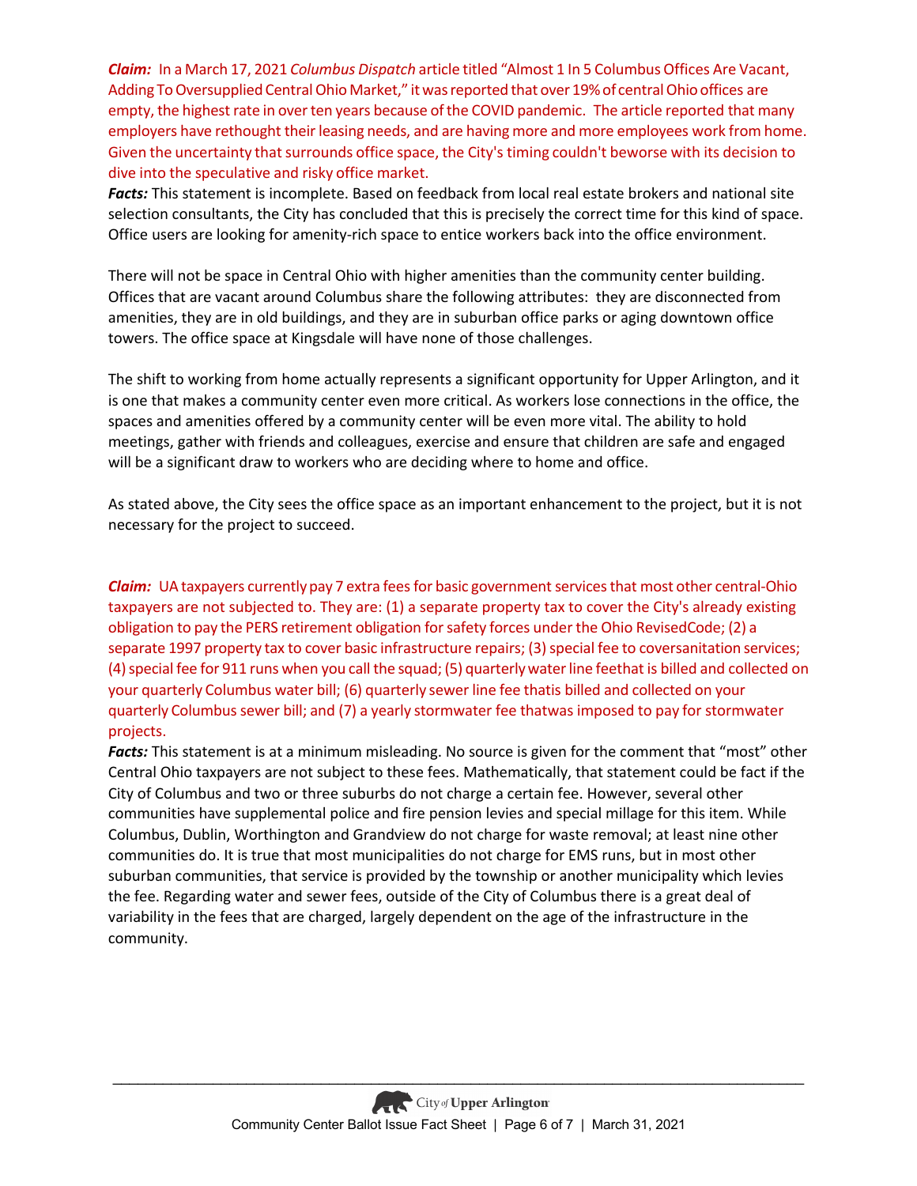***Claim:*** In a March 17, 2021 *Columbus Dispatch* article titled "Almost 1 In 5 Columbus Offices Are Vacant, Adding To Oversupplied Central Ohio Market," it was reported that over 19% of central Ohio offices are empty, the highest rate in over ten years because of the COVID pandemic. The article reported that many employers have rethought their leasing needs, and are having more and more employees work from home. Given the uncertainty that surrounds office space, the City's timing couldn't beworse with its decision to dive into the speculative and risky office market.

***Facts:*** This statement is incomplete. Based on feedback from local real estate brokers and national site selection consultants, the City has concluded that this is precisely the correct time for this kind of space. Office users are looking for amenity-rich space to entice workers back into the office environment.

There will not be space in Central Ohio with higher amenities than the community center building. Offices that are vacant around Columbus share the following attributes: they are disconnected from amenities, they are in old buildings, and they are in suburban office parks or aging downtown office towers. The office space at Kingsdale will have none of those challenges.

The shift to working from home actually represents a significant opportunity for Upper Arlington, and it is one that makes a community center even more critical. As workers lose connections in the office, the spaces and amenities offered by a community center will be even more vital. The ability to hold meetings, gather with friends and colleagues, exercise and ensure that children are safe and engaged will be a significant draw to workers who are deciding where to home and office.

As stated above, the City sees the office space as an important enhancement to the project, but it is not necessary for the project to succeed.

***Claim:*** UA taxpayers currently pay 7 extra fees for basic government services that most other central-Ohio taxpayers are not subjected to. They are: (1) a separate property tax to cover the City's already existing obligation to pay the PERS retirement obligation for safety forces under the Ohio RevisedCode; (2) a separate 1997 property tax to cover basic infrastructure repairs; (3) special fee to coversanitation services; (4) special fee for 911 runs when you call the squad; (5) quarterly water line feethat is billed and collected on your quarterly Columbus water bill; (6) quarterly sewer line fee thatis billed and collected on your quarterly Columbus sewer bill; and (7) a yearly stormwater fee thatwas imposed to pay for stormwater projects.

***Facts:*** This statement is at a minimum misleading. No source is given for the comment that "most" other Central Ohio taxpayers are not subject to these fees. Mathematically, that statement could be fact if the City of Columbus and two or three suburbs do not charge a certain fee. However, several other communities have supplemental police and fire pension levies and special millage for this item. While Columbus, Dublin, Worthington and Grandview do not charge for waste removal; at least nine other communities do. It is true that most municipalities do not charge for EMS runs, but in most other suburban communities, that service is provided by the township or another municipality which levies the fee. Regarding water and sewer fees, outside of the City of Columbus there is a great deal of variability in the fees that are charged, largely dependent on the age of the infrastructure in the community.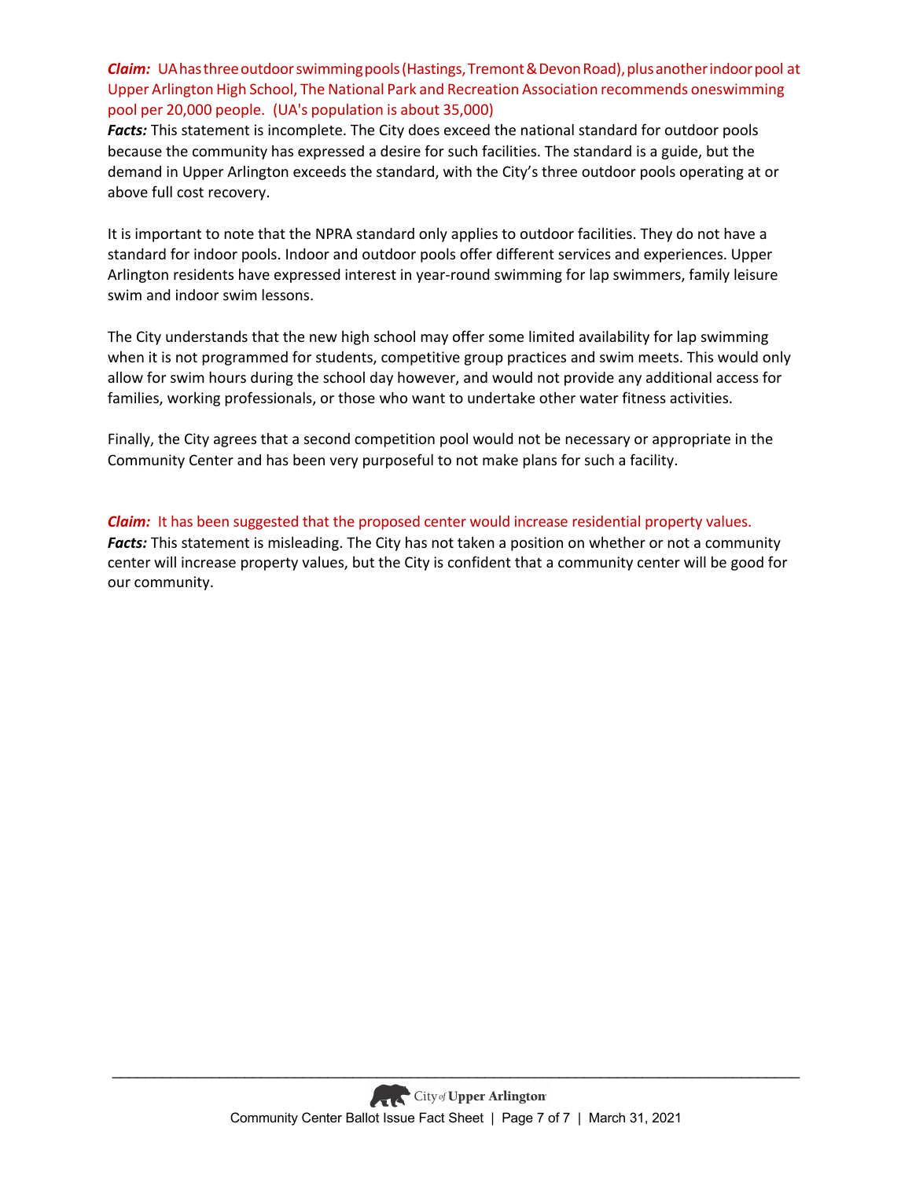***Claim:*** UA has three outdoor swimming pools (Hastings, Tremont & Devon Road), plus another indoor pool at Upper Arlington High School, The National Park and Recreation Association recommends oneswimming pool per 20,000 people. (UA's population is about 35,000)

***Facts:*** This statement is incomplete. The City does exceed the national standard for outdoor pools because the community has expressed a desire for such facilities. The standard is a guide, but the demand in Upper Arlington exceeds the standard, with the City's three outdoor pools operating at or above full cost recovery.

It is important to note that the NPRA standard only applies to outdoor facilities. They do not have a standard for indoor pools. Indoor and outdoor pools offer different services and experiences. Upper Arlington residents have expressed interest in year-round swimming for lap swimmers, family leisure swim and indoor swim lessons.

The City understands that the new high school may offer some limited availability for lap swimming when it is not programmed for students, competitive group practices and swim meets. This would only allow for swim hours during the school day however, and would not provide any additional access for families, working professionals, or those who want to undertake other water fitness activities.

Finally, the City agrees that a second competition pool would not be necessary or appropriate in the Community Center and has been very purposeful to not make plans for such a facility.

***Claim:*** It has been suggested that the proposed center would increase residential property values.

***Facts:*** This statement is misleading. The City has not taken a position on whether or not a community center will increase property values, but the City is confident that a community center will be good for our community.